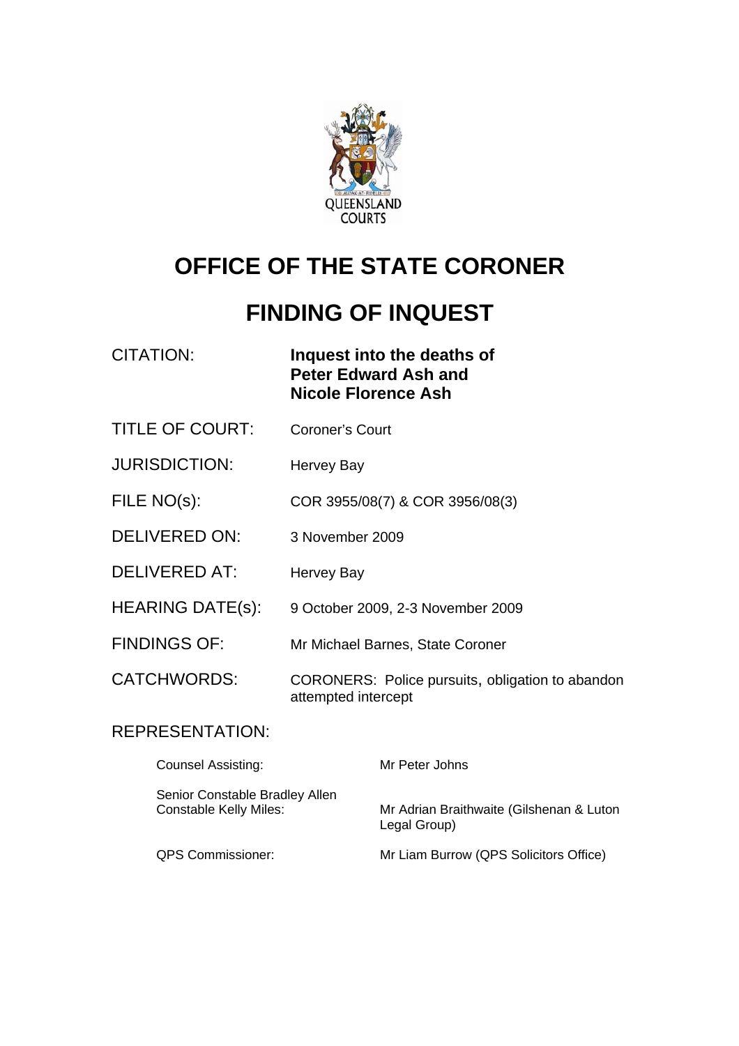QUEENSLAND COURTS

# OFFICE OF THE STATE CORONER

# FINDING OF INQUEST

| | |
|---|---|
| CITATION: | **Inquest into the deaths of Peter Edward Ash and Nicole Florence Ash** |
| TITLE OF COURT: | Coroner's Court |
| JURISDICTION: | Hervey Bay |
| FILE NO(s): | COR 3955/08(7) & COR 3956/08(3) |
| DELIVERED ON: | 3 November 2009 |
| DELIVERED AT: | Hervey Bay |
| HEARING DATE(s): | 9 October 2009, 2-3 November 2009 |
| FINDINGS OF: | Mr Michael Barnes, State Coroner |
| CATCHWORDS: | CORONERS: Police pursuits, obligation to abandon attempted intercept |

REPRESENTATION:

| | |
|---|---|
| Counsel Assisting: | Mr Peter Johns |
| Senior Constable Bradley Allen Constable Kelly Miles: | Mr Adrian Braithwaite (Gilshenan & Luton Legal Group) |
| QPS Commissioner: | Mr Liam Burrow (QPS Solicitors Office) |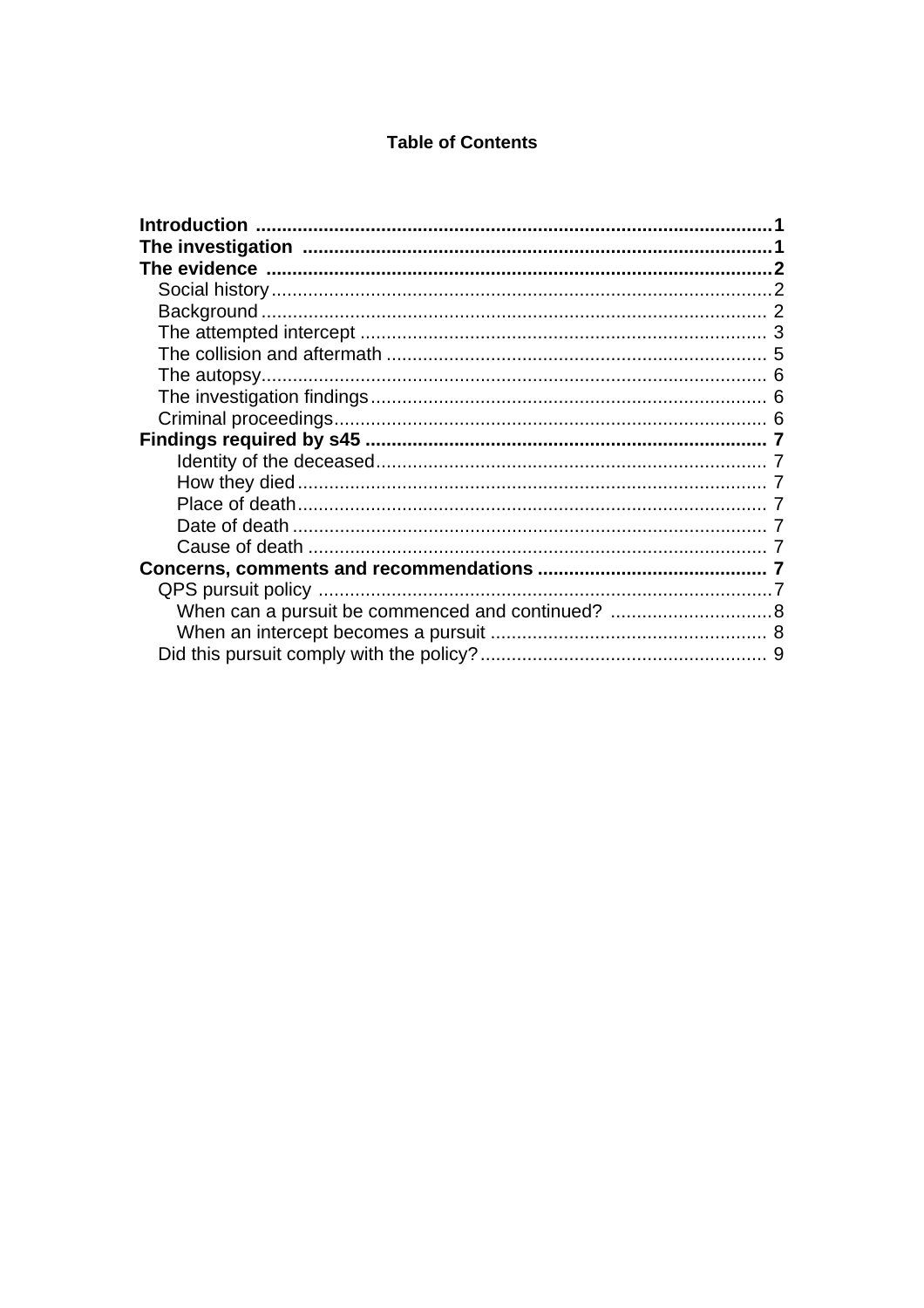**Table of Contents**

**Introduction** ..... **1**
**The investigation** ..... **1**
**The evidence** ..... **2**
- Social history ..... 2
- Background ..... 2
- The attempted intercept ..... 3
- The collision and aftermath ..... 5
- The autopsy ..... 6
- The investigation findings ..... 6
- Criminal proceedings ..... 6

**Findings required by s45** ..... **7**
- Identity of the deceased ..... 7
- How they died ..... 7
- Place of death ..... 7
- Date of death ..... 7
- Cause of death ..... 7

**Concerns, comments and recommendations** ..... **7**
- QPS pursuit policy ..... 7
  - When can a pursuit be commenced and continued? ..... 8
  - When an intercept becomes a pursuit ..... 8
- Did this pursuit comply with the policy? ..... 9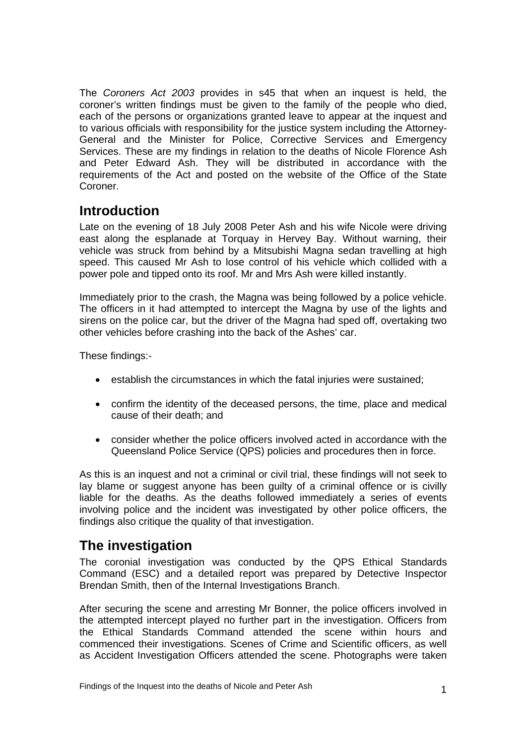The *Coroners Act 2003* provides in s45 that when an inquest is held, the coroner's written findings must be given to the family of the people who died, each of the persons or organizations granted leave to appear at the inquest and to various officials with responsibility for the justice system including the Attorney-General and the Minister for Police, Corrective Services and Emergency Services. These are my findings in relation to the deaths of Nicole Florence Ash and Peter Edward Ash. They will be distributed in accordance with the requirements of the Act and posted on the website of the Office of the State Coroner.

## Introduction

Late on the evening of 18 July 2008 Peter Ash and his wife Nicole were driving east along the esplanade at Torquay in Hervey Bay. Without warning, their vehicle was struck from behind by a Mitsubishi Magna sedan travelling at high speed. This caused Mr Ash to lose control of his vehicle which collided with a power pole and tipped onto its roof. Mr and Mrs Ash were killed instantly.

Immediately prior to the crash, the Magna was being followed by a police vehicle. The officers in it had attempted to intercept the Magna by use of the lights and sirens on the police car, but the driver of the Magna had sped off, overtaking two other vehicles before crashing into the back of the Ashes' car.

These findings:-

- establish the circumstances in which the fatal injuries were sustained;
- confirm the identity of the deceased persons, the time, place and medical cause of their death; and
- consider whether the police officers involved acted in accordance with the Queensland Police Service (QPS) policies and procedures then in force.

As this is an inquest and not a criminal or civil trial, these findings will not seek to lay blame or suggest anyone has been guilty of a criminal offence or is civilly liable for the deaths. As the deaths followed immediately a series of events involving police and the incident was investigated by other police officers, the findings also critique the quality of that investigation.

## The investigation

The coronial investigation was conducted by the QPS Ethical Standards Command (ESC) and a detailed report was prepared by Detective Inspector Brendan Smith, then of the Internal Investigations Branch.

After securing the scene and arresting Mr Bonner, the police officers involved in the attempted intercept played no further part in the investigation. Officers from the Ethical Standards Command attended the scene within hours and commenced their investigations. Scenes of Crime and Scientific officers, as well as Accident Investigation Officers attended the scene. Photographs were taken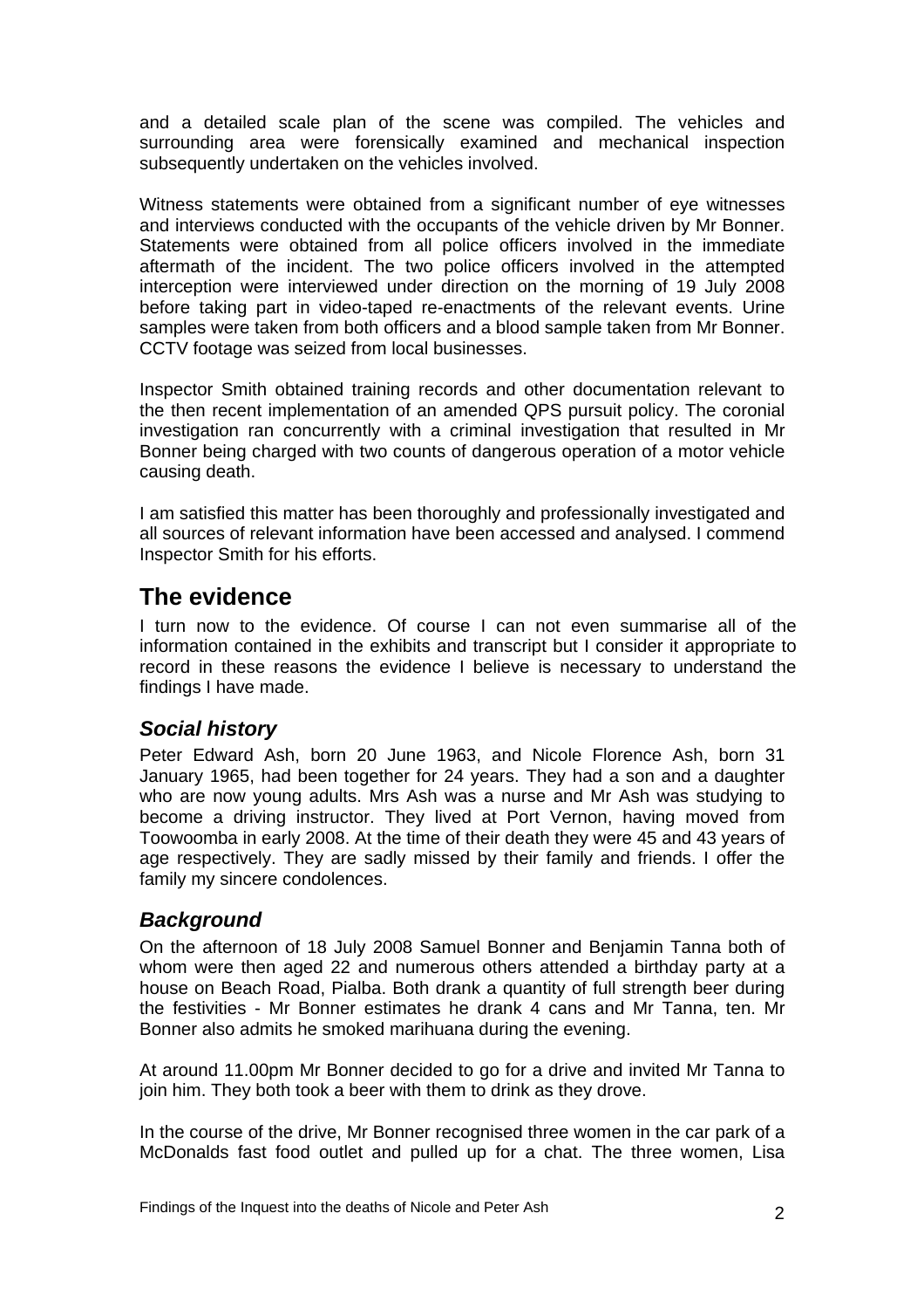and a detailed scale plan of the scene was compiled. The vehicles and surrounding area were forensically examined and mechanical inspection subsequently undertaken on the vehicles involved.

Witness statements were obtained from a significant number of eye witnesses and interviews conducted with the occupants of the vehicle driven by Mr Bonner. Statements were obtained from all police officers involved in the immediate aftermath of the incident. The two police officers involved in the attempted interception were interviewed under direction on the morning of 19 July 2008 before taking part in video-taped re-enactments of the relevant events. Urine samples were taken from both officers and a blood sample taken from Mr Bonner. CCTV footage was seized from local businesses.

Inspector Smith obtained training records and other documentation relevant to the then recent implementation of an amended QPS pursuit policy. The coronial investigation ran concurrently with a criminal investigation that resulted in Mr Bonner being charged with two counts of dangerous operation of a motor vehicle causing death.

I am satisfied this matter has been thoroughly and professionally investigated and all sources of relevant information have been accessed and analysed. I commend Inspector Smith for his efforts.

## The evidence

I turn now to the evidence. Of course I can not even summarise all of the information contained in the exhibits and transcript but I consider it appropriate to record in these reasons the evidence I believe is necessary to understand the findings I have made.

### *Social history*

Peter Edward Ash, born 20 June 1963, and Nicole Florence Ash, born 31 January 1965, had been together for 24 years. They had a son and a daughter who are now young adults. Mrs Ash was a nurse and Mr Ash was studying to become a driving instructor. They lived at Port Vernon, having moved from Toowoomba in early 2008. At the time of their death they were 45 and 43 years of age respectively. They are sadly missed by their family and friends. I offer the family my sincere condolences.

### *Background*

On the afternoon of 18 July 2008 Samuel Bonner and Benjamin Tanna both of whom were then aged 22 and numerous others attended a birthday party at a house on Beach Road, Pialba. Both drank a quantity of full strength beer during the festivities - Mr Bonner estimates he drank 4 cans and Mr Tanna, ten. Mr Bonner also admits he smoked marihuana during the evening.

At around 11.00pm Mr Bonner decided to go for a drive and invited Mr Tanna to join him. They both took a beer with them to drink as they drove.

In the course of the drive, Mr Bonner recognised three women in the car park of a McDonalds fast food outlet and pulled up for a chat. The three women, Lisa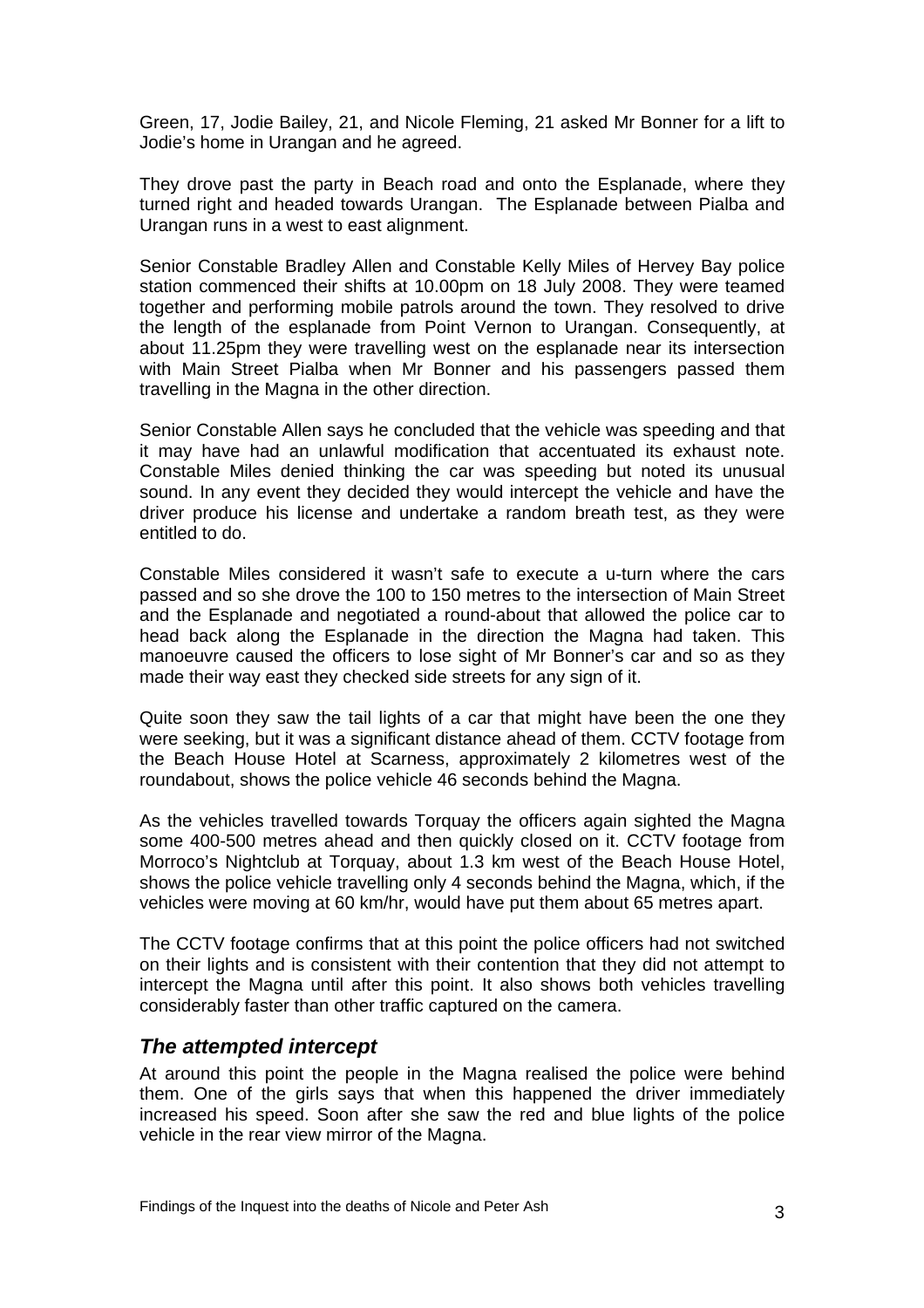Green, 17, Jodie Bailey, 21, and Nicole Fleming, 21 asked Mr Bonner for a lift to Jodie's home in Urangan and he agreed.

They drove past the party in Beach road and onto the Esplanade, where they turned right and headed towards Urangan. The Esplanade between Pialba and Urangan runs in a west to east alignment.

Senior Constable Bradley Allen and Constable Kelly Miles of Hervey Bay police station commenced their shifts at 10.00pm on 18 July 2008. They were teamed together and performing mobile patrols around the town. They resolved to drive the length of the esplanade from Point Vernon to Urangan. Consequently, at about 11.25pm they were travelling west on the esplanade near its intersection with Main Street Pialba when Mr Bonner and his passengers passed them travelling in the Magna in the other direction.

Senior Constable Allen says he concluded that the vehicle was speeding and that it may have had an unlawful modification that accentuated its exhaust note. Constable Miles denied thinking the car was speeding but noted its unusual sound. In any event they decided they would intercept the vehicle and have the driver produce his license and undertake a random breath test, as they were entitled to do.

Constable Miles considered it wasn't safe to execute a u-turn where the cars passed and so she drove the 100 to 150 metres to the intersection of Main Street and the Esplanade and negotiated a round-about that allowed the police car to head back along the Esplanade in the direction the Magna had taken. This manoeuvre caused the officers to lose sight of Mr Bonner's car and so as they made their way east they checked side streets for any sign of it.

Quite soon they saw the tail lights of a car that might have been the one they were seeking, but it was a significant distance ahead of them. CCTV footage from the Beach House Hotel at Scarness, approximately 2 kilometres west of the roundabout, shows the police vehicle 46 seconds behind the Magna.

As the vehicles travelled towards Torquay the officers again sighted the Magna some 400-500 metres ahead and then quickly closed on it. CCTV footage from Morroco's Nightclub at Torquay, about 1.3 km west of the Beach House Hotel, shows the police vehicle travelling only 4 seconds behind the Magna, which, if the vehicles were moving at 60 km/hr, would have put them about 65 metres apart.

The CCTV footage confirms that at this point the police officers had not switched on their lights and is consistent with their contention that they did not attempt to intercept the Magna until after this point. It also shows both vehicles travelling considerably faster than other traffic captured on the camera.

### *The attempted intercept*

At around this point the people in the Magna realised the police were behind them. One of the girls says that when this happened the driver immediately increased his speed. Soon after she saw the red and blue lights of the police vehicle in the rear view mirror of the Magna.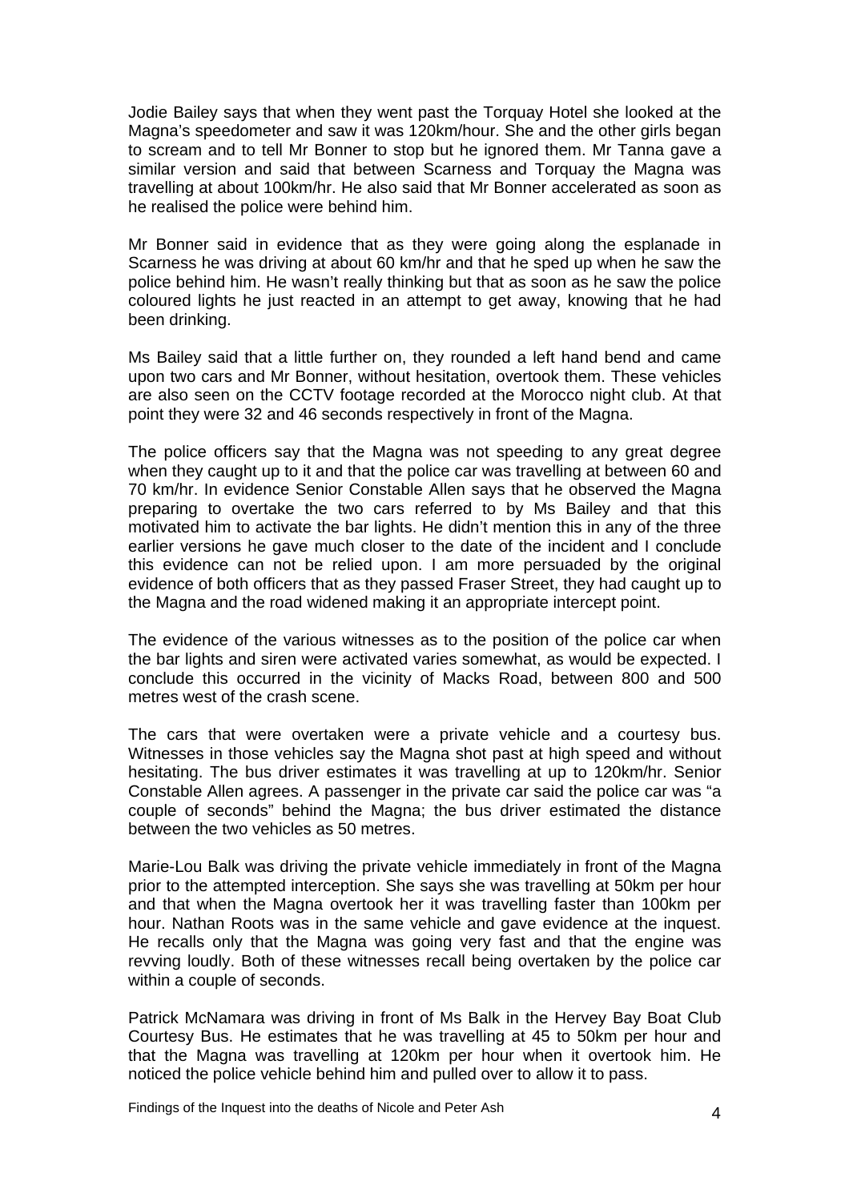Jodie Bailey says that when they went past the Torquay Hotel she looked at the Magna's speedometer and saw it was 120km/hour. She and the other girls began to scream and to tell Mr Bonner to stop but he ignored them. Mr Tanna gave a similar version and said that between Scarness and Torquay the Magna was travelling at about 100km/hr. He also said that Mr Bonner accelerated as soon as he realised the police were behind him.

Mr Bonner said in evidence that as they were going along the esplanade in Scarness he was driving at about 60 km/hr and that he sped up when he saw the police behind him. He wasn't really thinking but that as soon as he saw the police coloured lights he just reacted in an attempt to get away, knowing that he had been drinking.

Ms Bailey said that a little further on, they rounded a left hand bend and came upon two cars and Mr Bonner, without hesitation, overtook them. These vehicles are also seen on the CCTV footage recorded at the Morocco night club. At that point they were 32 and 46 seconds respectively in front of the Magna.

The police officers say that the Magna was not speeding to any great degree when they caught up to it and that the police car was travelling at between 60 and 70 km/hr. In evidence Senior Constable Allen says that he observed the Magna preparing to overtake the two cars referred to by Ms Bailey and that this motivated him to activate the bar lights. He didn't mention this in any of the three earlier versions he gave much closer to the date of the incident and I conclude this evidence can not be relied upon. I am more persuaded by the original evidence of both officers that as they passed Fraser Street, they had caught up to the Magna and the road widened making it an appropriate intercept point.

The evidence of the various witnesses as to the position of the police car when the bar lights and siren were activated varies somewhat, as would be expected. I conclude this occurred in the vicinity of Macks Road, between 800 and 500 metres west of the crash scene.

The cars that were overtaken were a private vehicle and a courtesy bus. Witnesses in those vehicles say the Magna shot past at high speed and without hesitating. The bus driver estimates it was travelling at up to 120km/hr. Senior Constable Allen agrees. A passenger in the private car said the police car was "a couple of seconds" behind the Magna; the bus driver estimated the distance between the two vehicles as 50 metres.

Marie-Lou Balk was driving the private vehicle immediately in front of the Magna prior to the attempted interception. She says she was travelling at 50km per hour and that when the Magna overtook her it was travelling faster than 100km per hour. Nathan Roots was in the same vehicle and gave evidence at the inquest. He recalls only that the Magna was going very fast and that the engine was revving loudly. Both of these witnesses recall being overtaken by the police car within a couple of seconds.

Patrick McNamara was driving in front of Ms Balk in the Hervey Bay Boat Club Courtesy Bus. He estimates that he was travelling at 45 to 50km per hour and that the Magna was travelling at 120km per hour when it overtook him. He noticed the police vehicle behind him and pulled over to allow it to pass.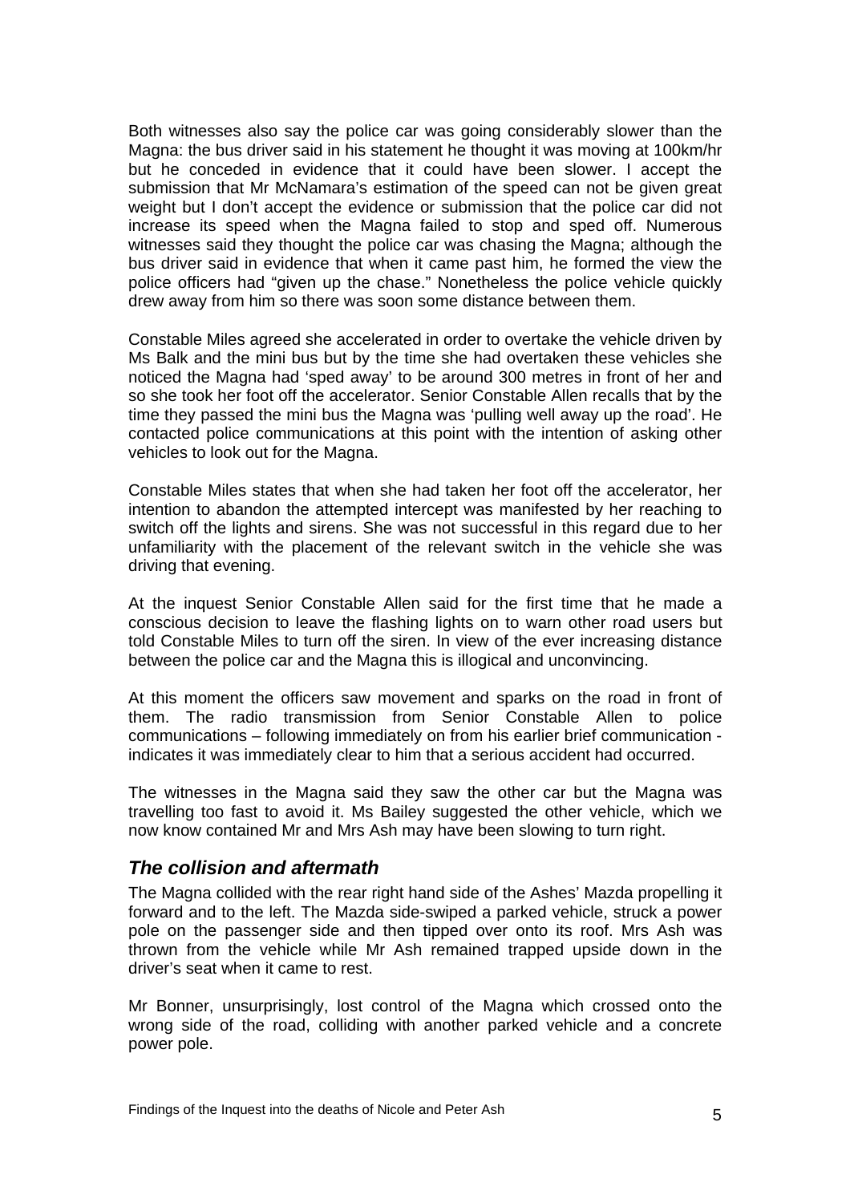Both witnesses also say the police car was going considerably slower than the Magna: the bus driver said in his statement he thought it was moving at 100km/hr but he conceded in evidence that it could have been slower. I accept the submission that Mr McNamara's estimation of the speed can not be given great weight but I don't accept the evidence or submission that the police car did not increase its speed when the Magna failed to stop and sped off. Numerous witnesses said they thought the police car was chasing the Magna; although the bus driver said in evidence that when it came past him, he formed the view the police officers had "given up the chase." Nonetheless the police vehicle quickly drew away from him so there was soon some distance between them.

Constable Miles agreed she accelerated in order to overtake the vehicle driven by Ms Balk and the mini bus but by the time she had overtaken these vehicles she noticed the Magna had 'sped away' to be around 300 metres in front of her and so she took her foot off the accelerator. Senior Constable Allen recalls that by the time they passed the mini bus the Magna was 'pulling well away up the road'. He contacted police communications at this point with the intention of asking other vehicles to look out for the Magna.

Constable Miles states that when she had taken her foot off the accelerator, her intention to abandon the attempted intercept was manifested by her reaching to switch off the lights and sirens. She was not successful in this regard due to her unfamiliarity with the placement of the relevant switch in the vehicle she was driving that evening.

At the inquest Senior Constable Allen said for the first time that he made a conscious decision to leave the flashing lights on to warn other road users but told Constable Miles to turn off the siren. In view of the ever increasing distance between the police car and the Magna this is illogical and unconvincing.

At this moment the officers saw movement and sparks on the road in front of them. The radio transmission from Senior Constable Allen to police communications – following immediately on from his earlier brief communication - indicates it was immediately clear to him that a serious accident had occurred.

The witnesses in the Magna said they saw the other car but the Magna was travelling too fast to avoid it. Ms Bailey suggested the other vehicle, which we now know contained Mr and Mrs Ash may have been slowing to turn right.

## *The collision and aftermath*

The Magna collided with the rear right hand side of the Ashes' Mazda propelling it forward and to the left. The Mazda side-swiped a parked vehicle, struck a power pole on the passenger side and then tipped over onto its roof. Mrs Ash was thrown from the vehicle while Mr Ash remained trapped upside down in the driver's seat when it came to rest.

Mr Bonner, unsurprisingly, lost control of the Magna which crossed onto the wrong side of the road, colliding with another parked vehicle and a concrete power pole.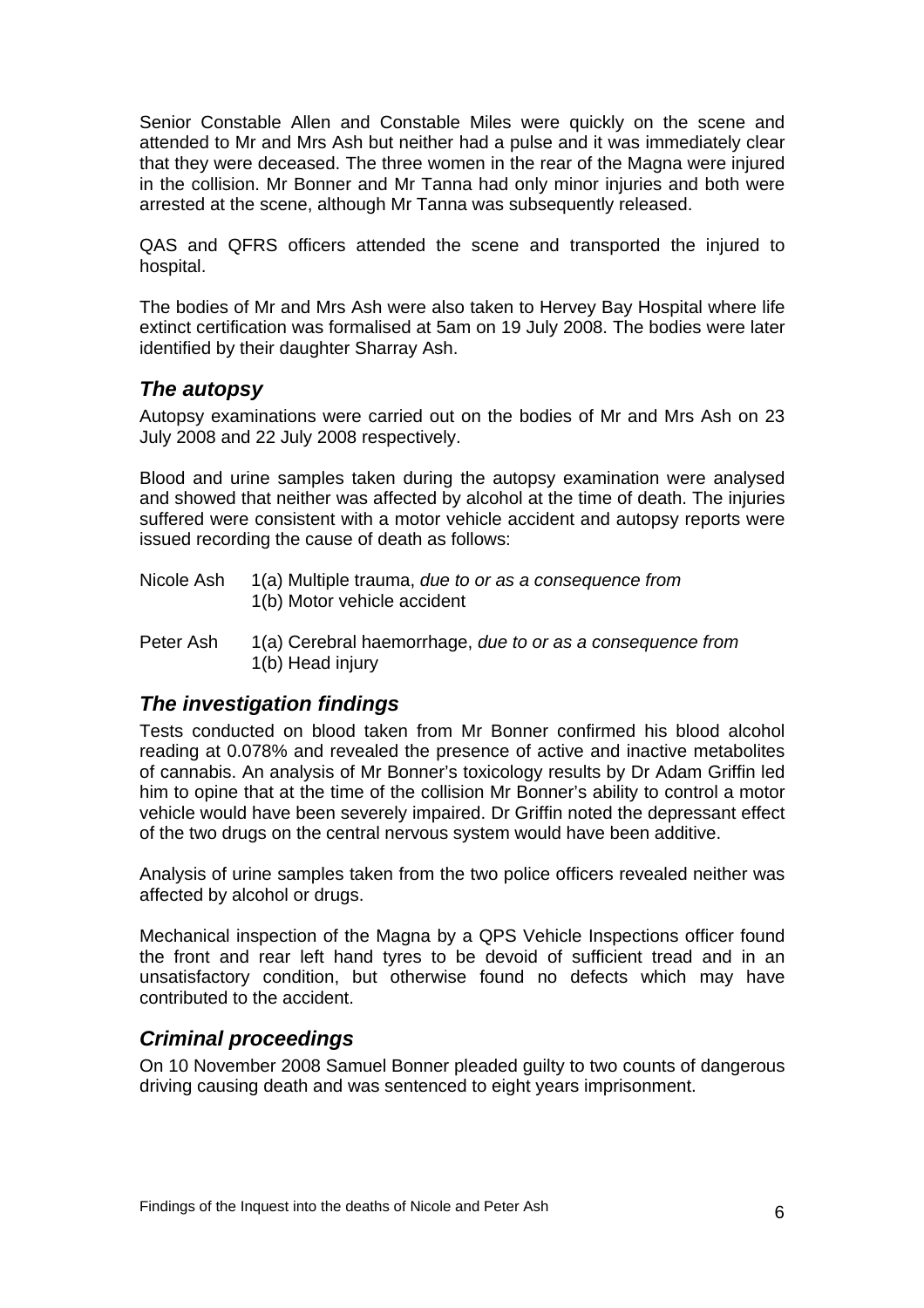Senior Constable Allen and Constable Miles were quickly on the scene and attended to Mr and Mrs Ash but neither had a pulse and it was immediately clear that they were deceased. The three women in the rear of the Magna were injured in the collision. Mr Bonner and Mr Tanna had only minor injuries and both were arrested at the scene, although Mr Tanna was subsequently released.

QAS and QFRS officers attended the scene and transported the injured to hospital.

The bodies of Mr and Mrs Ash were also taken to Hervey Bay Hospital where life extinct certification was formalised at 5am on 19 July 2008. The bodies were later identified by their daughter Sharray Ash.

## *The autopsy*

Autopsy examinations were carried out on the bodies of Mr and Mrs Ash on 23 July 2008 and 22 July 2008 respectively.

Blood and urine samples taken during the autopsy examination were analysed and showed that neither was affected by alcohol at the time of death. The injuries suffered were consistent with a motor vehicle accident and autopsy reports were issued recording the cause of death as follows:

Nicole Ash  1(a) Multiple trauma, *due to or as a consequence from*
            1(b) Motor vehicle accident

Peter Ash   1(a) Cerebral haemorrhage, *due to or as a consequence from*
            1(b) Head injury

## *The investigation findings*

Tests conducted on blood taken from Mr Bonner confirmed his blood alcohol reading at 0.078% and revealed the presence of active and inactive metabolites of cannabis. An analysis of Mr Bonner's toxicology results by Dr Adam Griffin led him to opine that at the time of the collision Mr Bonner's ability to control a motor vehicle would have been severely impaired. Dr Griffin noted the depressant effect of the two drugs on the central nervous system would have been additive.

Analysis of urine samples taken from the two police officers revealed neither was affected by alcohol or drugs.

Mechanical inspection of the Magna by a QPS Vehicle Inspections officer found the front and rear left hand tyres to be devoid of sufficient tread and in an unsatisfactory condition, but otherwise found no defects which may have contributed to the accident.

## *Criminal proceedings*

On 10 November 2008 Samuel Bonner pleaded guilty to two counts of dangerous driving causing death and was sentenced to eight years imprisonment.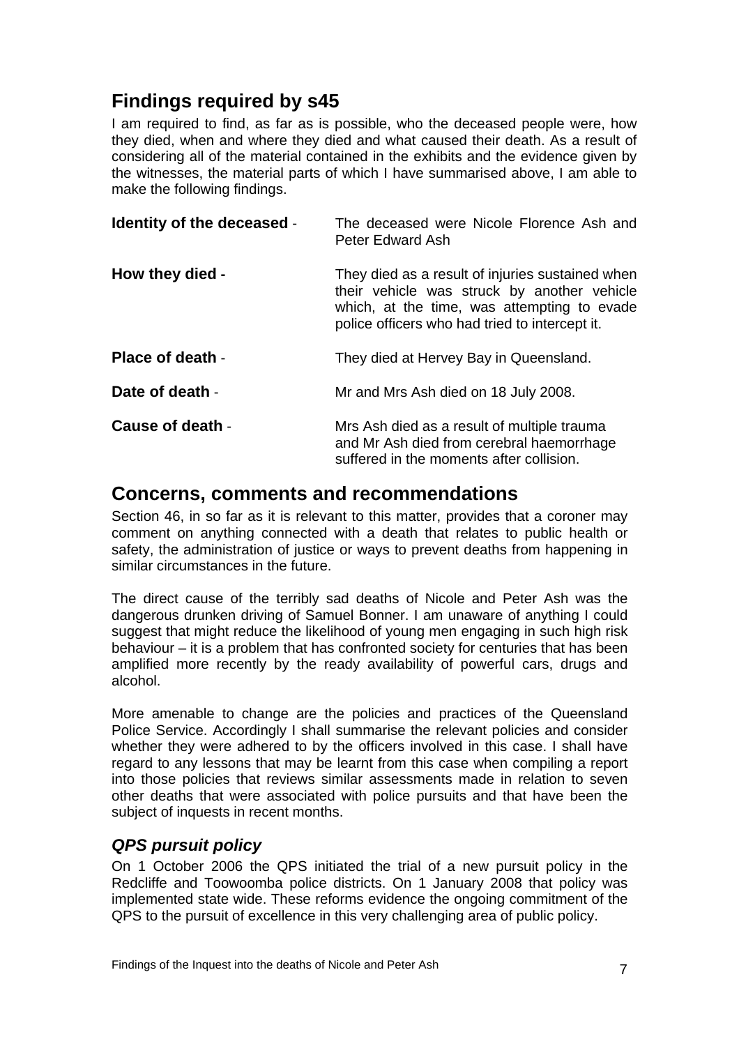## Findings required by s45

I am required to find, as far as is possible, who the deceased people were, how they died, when and where they died and what caused their death. As a result of considering all of the material contained in the exhibits and the evidence given by the witnesses, the material parts of which I have summarised above, I am able to make the following findings.

**Identity of the deceased** - The deceased were Nicole Florence Ash and Peter Edward Ash

**How they died -** They died as a result of injuries sustained when their vehicle was struck by another vehicle which, at the time, was attempting to evade police officers who had tried to intercept it.

**Place of death** - They died at Hervey Bay in Queensland.

**Date of death** - Mr and Mrs Ash died on 18 July 2008.

**Cause of death** - Mrs Ash died as a result of multiple trauma and Mr Ash died from cerebral haemorrhage suffered in the moments after collision.

## Concerns, comments and recommendations

Section 46, in so far as it is relevant to this matter, provides that a coroner may comment on anything connected with a death that relates to public health or safety, the administration of justice or ways to prevent deaths from happening in similar circumstances in the future.

The direct cause of the terribly sad deaths of Nicole and Peter Ash was the dangerous drunken driving of Samuel Bonner. I am unaware of anything I could suggest that might reduce the likelihood of young men engaging in such high risk behaviour – it is a problem that has confronted society for centuries that has been amplified more recently by the ready availability of powerful cars, drugs and alcohol.

More amenable to change are the policies and practices of the Queensland Police Service. Accordingly I shall summarise the relevant policies and consider whether they were adhered to by the officers involved in this case. I shall have regard to any lessons that may be learnt from this case when compiling a report into those policies that reviews similar assessments made in relation to seven other deaths that were associated with police pursuits and that have been the subject of inquests in recent months.

### *QPS pursuit policy*

On 1 October 2006 the QPS initiated the trial of a new pursuit policy in the Redcliffe and Toowoomba police districts. On 1 January 2008 that policy was implemented state wide. These reforms evidence the ongoing commitment of the QPS to the pursuit of excellence in this very challenging area of public policy.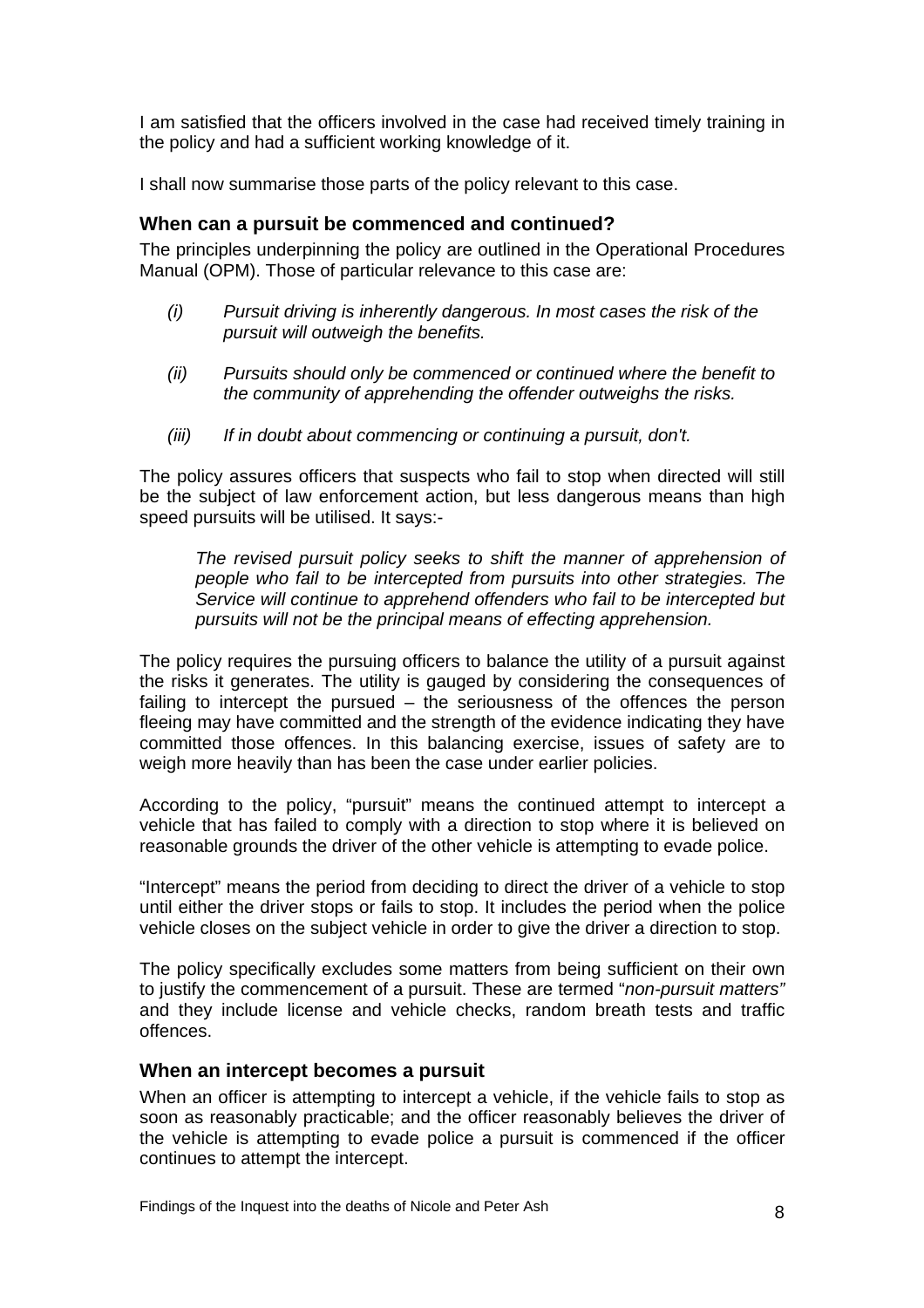I am satisfied that the officers involved in the case had received timely training in the policy and had a sufficient working knowledge of it.

I shall now summarise those parts of the policy relevant to this case.

### When can a pursuit be commenced and continued?

The principles underpinning the policy are outlined in the Operational Procedures Manual (OPM). Those of particular relevance to this case are:

*(i)* *Pursuit driving is inherently dangerous. In most cases the risk of the pursuit will outweigh the benefits.*

*(ii)* *Pursuits should only be commenced or continued where the benefit to the community of apprehending the offender outweighs the risks.*

*(iii)* *If in doubt about commencing or continuing a pursuit, don't.*

The policy assures officers that suspects who fail to stop when directed will still be the subject of law enforcement action, but less dangerous means than high speed pursuits will be utilised. It says:-

> *The revised pursuit policy seeks to shift the manner of apprehension of people who fail to be intercepted from pursuits into other strategies. The Service will continue to apprehend offenders who fail to be intercepted but pursuits will not be the principal means of effecting apprehension.*

The policy requires the pursuing officers to balance the utility of a pursuit against the risks it generates. The utility is gauged by considering the consequences of failing to intercept the pursued – the seriousness of the offences the person fleeing may have committed and the strength of the evidence indicating they have committed those offences. In this balancing exercise, issues of safety are to weigh more heavily than has been the case under earlier policies.

According to the policy, "pursuit" means the continued attempt to intercept a vehicle that has failed to comply with a direction to stop where it is believed on reasonable grounds the driver of the other vehicle is attempting to evade police.

"Intercept" means the period from deciding to direct the driver of a vehicle to stop until either the driver stops or fails to stop. It includes the period when the police vehicle closes on the subject vehicle in order to give the driver a direction to stop.

The policy specifically excludes some matters from being sufficient on their own to justify the commencement of a pursuit. These are termed "*non-pursuit matters"* and they include license and vehicle checks, random breath tests and traffic offences.

### When an intercept becomes a pursuit

When an officer is attempting to intercept a vehicle, if the vehicle fails to stop as soon as reasonably practicable; and the officer reasonably believes the driver of the vehicle is attempting to evade police a pursuit is commenced if the officer continues to attempt the intercept.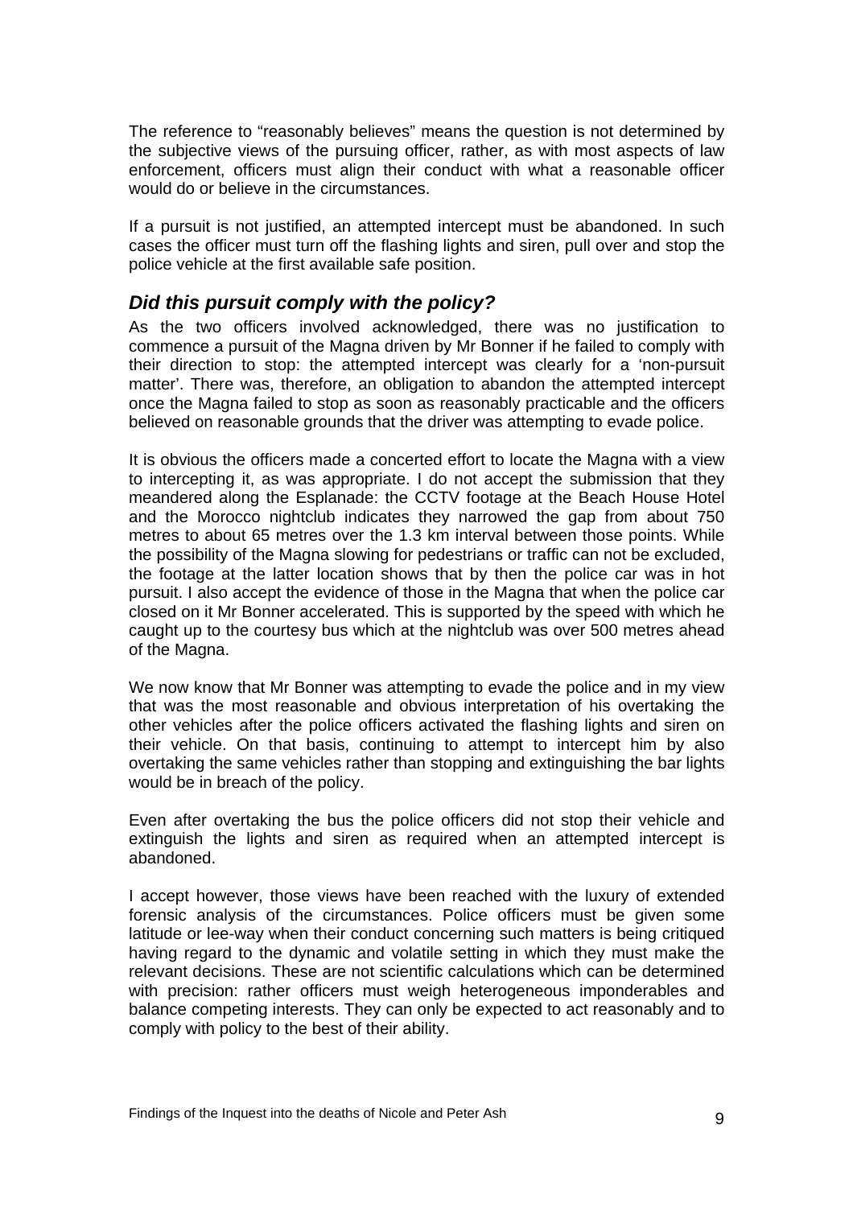The reference to "reasonably believes" means the question is not determined by the subjective views of the pursuing officer, rather, as with most aspects of law enforcement, officers must align their conduct with what a reasonable officer would do or believe in the circumstances.

If a pursuit is not justified, an attempted intercept must be abandoned. In such cases the officer must turn off the flashing lights and siren, pull over and stop the police vehicle at the first available safe position.

### *Did this pursuit comply with the policy?*

As the two officers involved acknowledged, there was no justification to commence a pursuit of the Magna driven by Mr Bonner if he failed to comply with their direction to stop: the attempted intercept was clearly for a 'non-pursuit matter'. There was, therefore, an obligation to abandon the attempted intercept once the Magna failed to stop as soon as reasonably practicable and the officers believed on reasonable grounds that the driver was attempting to evade police.

It is obvious the officers made a concerted effort to locate the Magna with a view to intercepting it, as was appropriate. I do not accept the submission that they meandered along the Esplanade: the CCTV footage at the Beach House Hotel and the Morocco nightclub indicates they narrowed the gap from about 750 metres to about 65 metres over the 1.3 km interval between those points. While the possibility of the Magna slowing for pedestrians or traffic can not be excluded, the footage at the latter location shows that by then the police car was in hot pursuit. I also accept the evidence of those in the Magna that when the police car closed on it Mr Bonner accelerated. This is supported by the speed with which he caught up to the courtesy bus which at the nightclub was over 500 metres ahead of the Magna.

We now know that Mr Bonner was attempting to evade the police and in my view that was the most reasonable and obvious interpretation of his overtaking the other vehicles after the police officers activated the flashing lights and siren on their vehicle. On that basis, continuing to attempt to intercept him by also overtaking the same vehicles rather than stopping and extinguishing the bar lights would be in breach of the policy.

Even after overtaking the bus the police officers did not stop their vehicle and extinguish the lights and siren as required when an attempted intercept is abandoned.

I accept however, those views have been reached with the luxury of extended forensic analysis of the circumstances. Police officers must be given some latitude or lee-way when their conduct concerning such matters is being critiqued having regard to the dynamic and volatile setting in which they must make the relevant decisions. These are not scientific calculations which can be determined with precision: rather officers must weigh heterogeneous imponderables and balance competing interests. They can only be expected to act reasonably and to comply with policy to the best of their ability.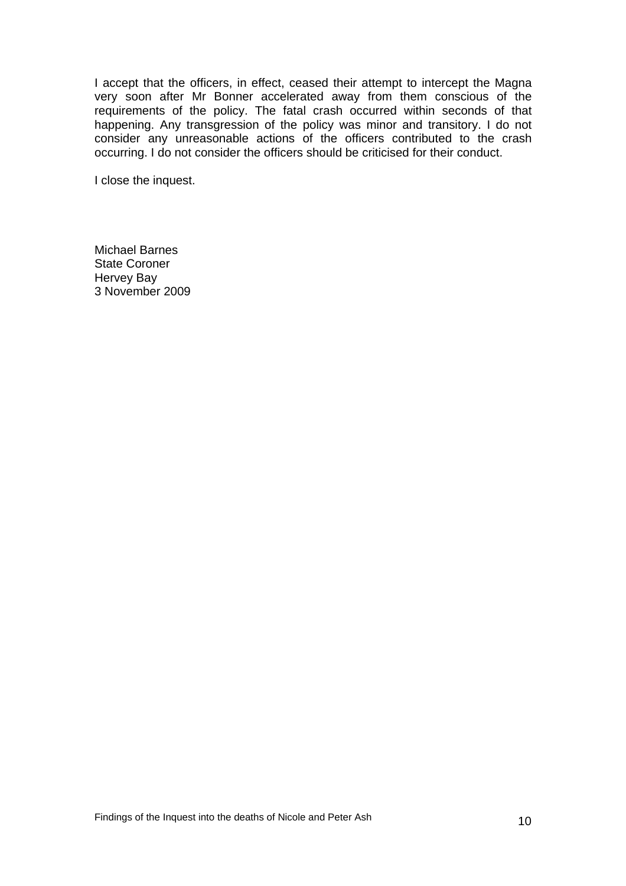I accept that the officers, in effect, ceased their attempt to intercept the Magna very soon after Mr Bonner accelerated away from them conscious of the requirements of the policy. The fatal crash occurred within seconds of that happening. Any transgression of the policy was minor and transitory. I do not consider any unreasonable actions of the officers contributed to the crash occurring. I do not consider the officers should be criticised for their conduct.

I close the inquest.

Michael Barnes
State Coroner
Hervey Bay
3 November 2009